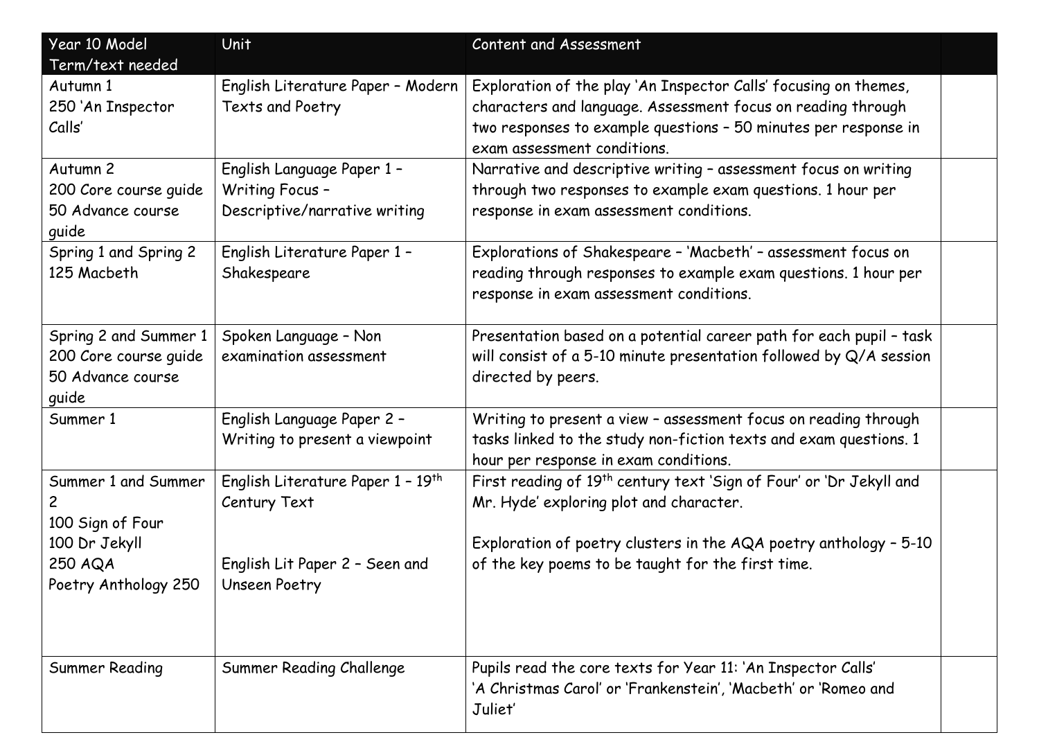| Year 10 Model Term/text needed | Unit | Content and Assessment | |
|---|---|---|---|
| Autumn 1<br>250 'An Inspector Calls' | English Literature Paper – Modern Texts and Poetry | Exploration of the play 'An Inspector Calls' focusing on themes, characters and language. Assessment focus on reading through two responses to example questions – 50 minutes per response in exam assessment conditions. | |
| Autumn 2<br>200 Core course guide<br>50 Advance course guide | English Language Paper 1 – Writing Focus – Descriptive/narrative writing | Narrative and descriptive writing – assessment focus on writing through two responses to example exam questions. 1 hour per response in exam assessment conditions. | |
| Spring 1 and Spring 2<br>125 Macbeth | English Literature Paper 1 – Shakespeare | Explorations of Shakespeare – 'Macbeth' – assessment focus on reading through responses to example exam questions. 1 hour per response in exam assessment conditions. | |
| Spring 2 and Summer 1<br>200 Core course guide<br>50 Advance course guide | Spoken Language – Non examination assessment | Presentation based on a potential career path for each pupil – task will consist of a 5-10 minute presentation followed by Q/A session directed by peers. | |
| Summer 1 | English Language Paper 2 – Writing to present a viewpoint | Writing to present a view – assessment focus on reading through tasks linked to the study non-fiction texts and exam questions. 1 hour per response in exam conditions. | |
| Summer 1 and Summer 2<br>100 Sign of Four<br>100 Dr Jekyll<br>250 AQA<br>Poetry Anthology 250 | English Literature Paper 1 – 19th Century Text<br><br>English Lit Paper 2 – Seen and Unseen Poetry | First reading of 19th century text 'Sign of Four' or 'Dr Jekyll and Mr. Hyde' exploring plot and character.<br><br>Exploration of poetry clusters in the AQA poetry anthology – 5-10 of the key poems to be taught for the first time. | |
| Summer Reading | Summer Reading Challenge | Pupils read the core texts for Year 11: 'An Inspector Calls'<br>'A Christmas Carol' or 'Frankenstein', 'Macbeth' or 'Romeo and Juliet' | |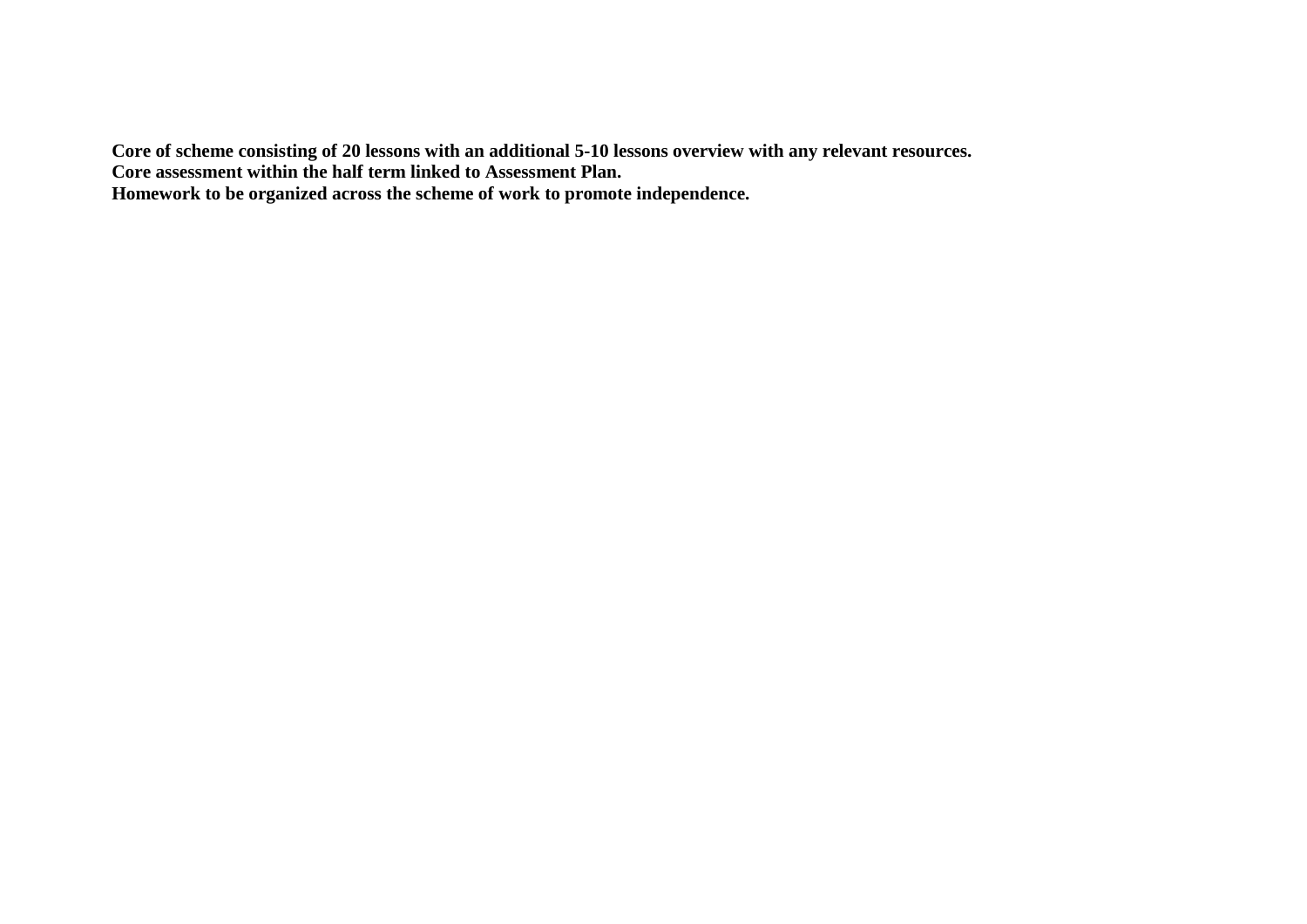**Core of scheme consisting of 20 lessons with an additional 5-10 lessons overview with any relevant resources.**
**Core assessment within the half term linked to Assessment Plan.**
**Homework to be organized across the scheme of work to promote independence.**